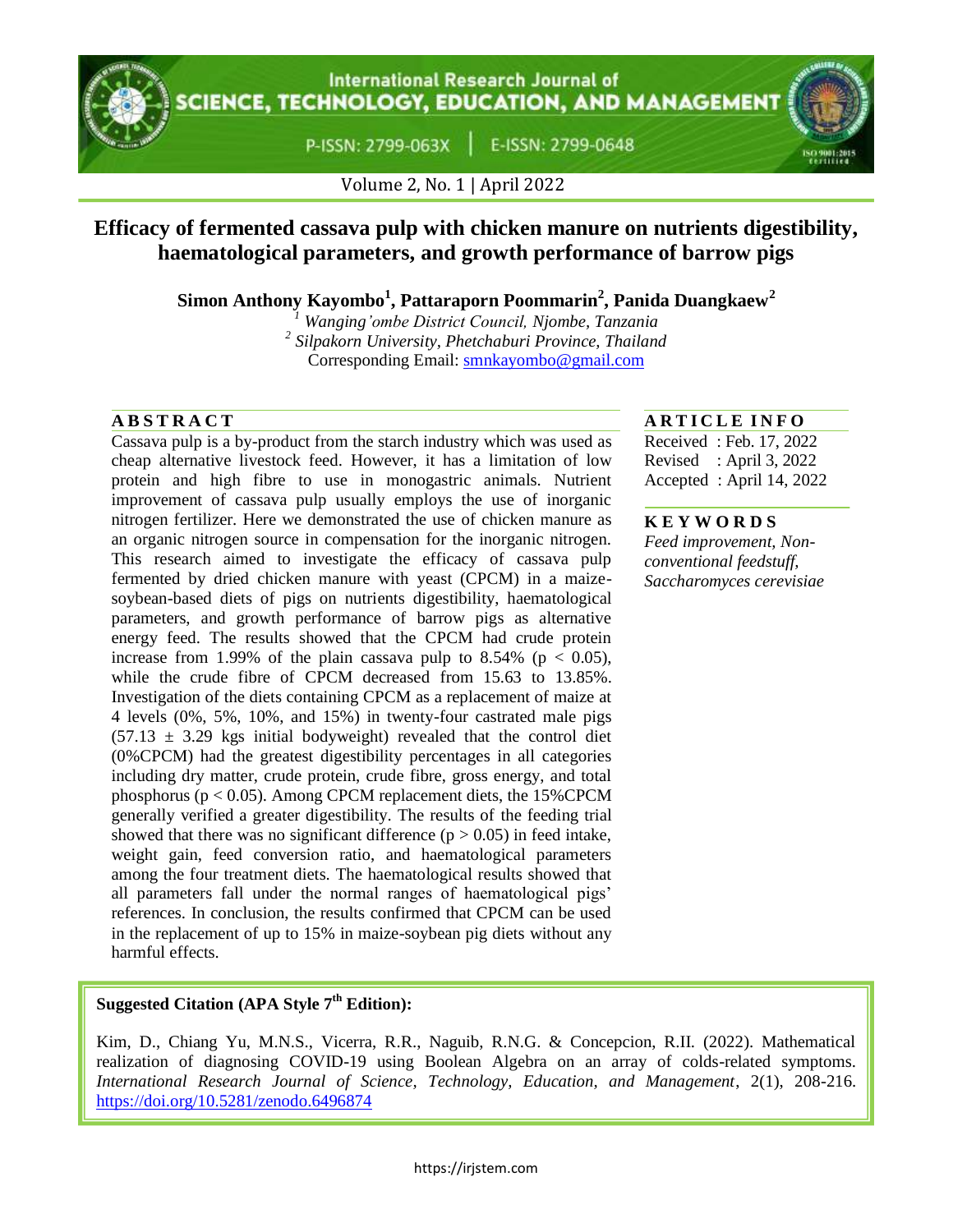# Efficacy of fermented cassava pulp with chicken manure on nutrients digestibility, haematological parameters, and growth performance of barrow pigs

**Simon Anthony Kayombo[1], Pattaraporn Poommarin[2], Panida Duangkaew[2]**

[1] *Wanging'ombe District Council, Njombe, Tanzania*
[2] *Silpakorn University, Phetchaburi Province, Thailand*
Corresponding Email: smnkayombo@gmail.com

## ABSTRACT

Cassava pulp is a by-product from the starch industry which was used as cheap alternative livestock feed. However, it has a limitation of low protein and high fibre to use in monogastric animals. Nutrient improvement of cassava pulp usually employs the use of inorganic nitrogen fertilizer. Here we demonstrated the use of chicken manure as an organic nitrogen source in compensation for the inorganic nitrogen. This research aimed to investigate the efficacy of cassava pulp fermented by dried chicken manure with yeast (CPCM) in a maize-soybean-based diets of pigs on nutrients digestibility, haematological parameters, and growth performance of barrow pigs as alternative energy feed. The results showed that the CPCM had crude protein increase from 1.99% of the plain cassava pulp to 8.54% ($p < 0.05$), while the crude fibre of CPCM decreased from 15.63 to 13.85%. Investigation of the diets containing CPCM as a replacement of maize at 4 levels (0%, 5%, 10%, and 15%) in twenty-four castrated male pigs ($57.13 \pm 3.29$ kgs initial bodyweight) revealed that the control diet (0%CPCM) had the greatest digestibility percentages in all categories including dry matter, crude protein, crude fibre, gross energy, and total phosphorus ($p < 0.05$). Among CPCM replacement diets, the 15%CPCM generally verified a greater digestibility. The results of the feeding trial showed that there was no significant difference ($p > 0.05$) in feed intake, weight gain, feed conversion ratio, and haematological parameters among the four treatment diets. The haematological results showed that all parameters fall under the normal ranges of haematological pigs' references. In conclusion, the results confirmed that CPCM can be used in the replacement of up to 15% in maize-soybean pig diets without any harmful effects.

## ARTICLE INFO

Received : Feb. 17, 2022
Revised : April 3, 2022
Accepted : April 14, 2022

## KEYWORDS

*Feed improvement, Non-conventional feedstuff, Saccharomyces cerevisiae*

**Suggested Citation (APA Style 7th Edition):**

Kim, D., Chiang Yu, M.N.S., Vicerra, R.R., Naguib, R.N.G. & Concepcion, R.II. (2022). Mathematical realization of diagnosing COVID-19 using Boolean Algebra on an array of colds-related symptoms. *International Research Journal of Science, Technology, Education, and Management*, 2(1), 208-216. https://doi.org/10.5281/zenodo.6496874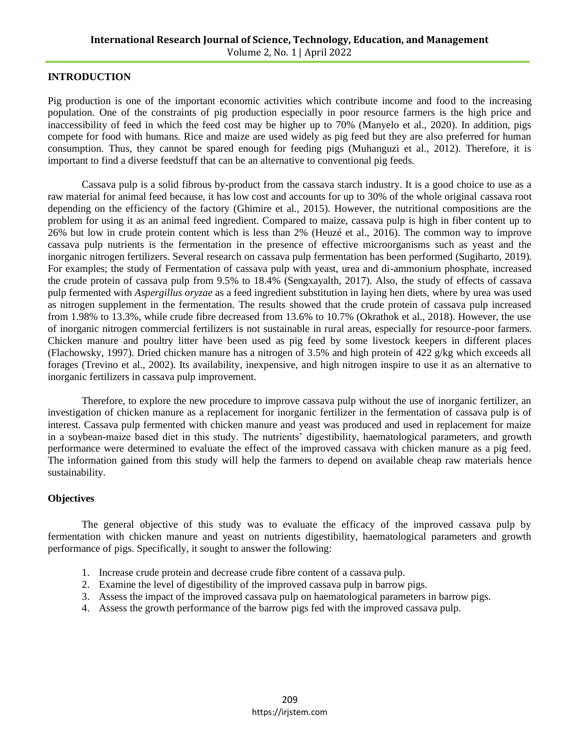## INTRODUCTION

Pig production is one of the important economic activities which contribute income and food to the increasing population. One of the constraints of pig production especially in poor resource farmers is the high price and inaccessibility of feed in which the feed cost may be higher up to 70% (Manyelo et al., 2020). In addition, pigs compete for food with humans. Rice and maize are used widely as pig feed but they are also preferred for human consumption. Thus, they cannot be spared enough for feeding pigs (Muhanguzi et al., 2012). Therefore, it is important to find a diverse feedstuff that can be an alternative to conventional pig feeds.

Cassava pulp is a solid fibrous by-product from the cassava starch industry. It is a good choice to use as a raw material for animal feed because, it has low cost and accounts for up to 30% of the whole original cassava root depending on the efficiency of the factory (Ghimire et al., 2015). However, the nutritional compositions are the problem for using it as an animal feed ingredient. Compared to maize, cassava pulp is high in fiber content up to 26% but low in crude protein content which is less than 2% (Heuzé et al., 2016). The common way to improve cassava pulp nutrients is the fermentation in the presence of effective microorganisms such as yeast and the inorganic nitrogen fertilizers. Several research on cassava pulp fermentation has been performed (Sugiharto, 2019). For examples; the study of Fermentation of cassava pulp with yeast, urea and di-ammonium phosphate, increased the crude protein of cassava pulp from 9.5% to 18.4% (Sengxayalth, 2017). Also, the study of effects of cassava pulp fermented with *Aspergillus oryzae* as a feed ingredient substitution in laying hen diets, where by urea was used as nitrogen supplement in the fermentation. The results showed that the crude protein of cassava pulp increased from 1.98% to 13.3%, while crude fibre decreased from 13.6% to 10.7% (Okrathok et al., 2018). However, the use of inorganic nitrogen commercial fertilizers is not sustainable in rural areas, especially for resource-poor farmers. Chicken manure and poultry litter have been used as pig feed by some livestock keepers in different places (Flachowsky, 1997). Dried chicken manure has a nitrogen of 3.5% and high protein of 422 g/kg which exceeds all forages (Trevino et al., 2002). Its availability, inexpensive, and high nitrogen inspire to use it as an alternative to inorganic fertilizers in cassava pulp improvement.

Therefore, to explore the new procedure to improve cassava pulp without the use of inorganic fertilizer, an investigation of chicken manure as a replacement for inorganic fertilizer in the fermentation of cassava pulp is of interest. Cassava pulp fermented with chicken manure and yeast was produced and used in replacement for maize in a soybean-maize based diet in this study. The nutrients' digestibility, haematological parameters, and growth performance were determined to evaluate the effect of the improved cassava with chicken manure as a pig feed. The information gained from this study will help the farmers to depend on available cheap raw materials hence sustainability.

### Objectives

The general objective of this study was to evaluate the efficacy of the improved cassava pulp by fermentation with chicken manure and yeast on nutrients digestibility, haematological parameters and growth performance of pigs. Specifically, it sought to answer the following:

1. Increase crude protein and decrease crude fibre content of a cassava pulp.
2. Examine the level of digestibility of the improved cassava pulp in barrow pigs.
3. Assess the impact of the improved cassava pulp on haematological parameters in barrow pigs.
4. Assess the growth performance of the barrow pigs fed with the improved cassava pulp.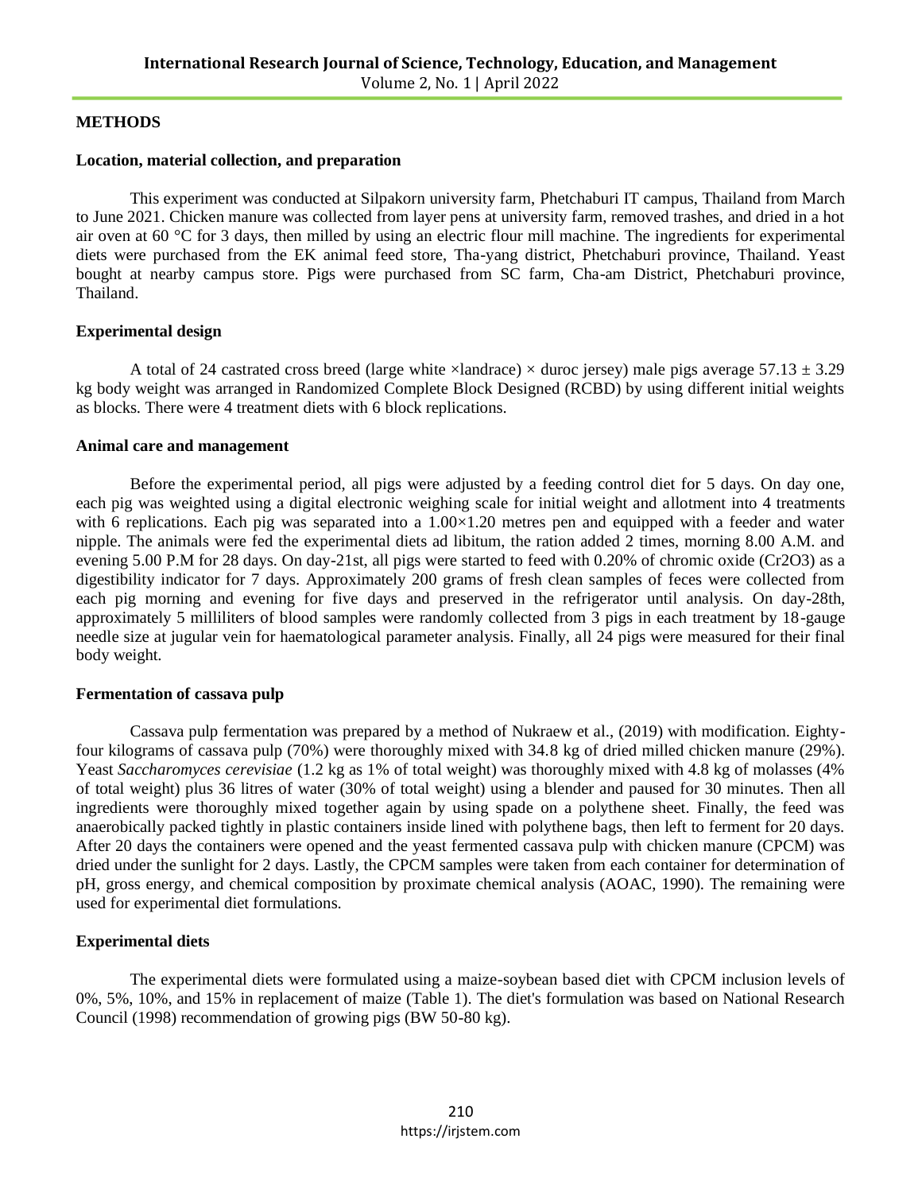## METHODS

### Location, material collection, and preparation

This experiment was conducted at Silpakorn university farm, Phetchaburi IT campus, Thailand from March to June 2021. Chicken manure was collected from layer pens at university farm, removed trashes, and dried in a hot air oven at 60 °C for 3 days, then milled by using an electric flour mill machine. The ingredients for experimental diets were purchased from the EK animal feed store, Tha-yang district, Phetchaburi province, Thailand. Yeast bought at nearby campus store. Pigs were purchased from SC farm, Cha-am District, Phetchaburi province, Thailand.

### Experimental design

A total of 24 castrated cross breed (large white ×landrace) × duroc jersey) male pigs average $57.13 \pm 3.29$ kg body weight was arranged in Randomized Complete Block Designed (RCBD) by using different initial weights as blocks. There were 4 treatment diets with 6 block replications.

### Animal care and management

Before the experimental period, all pigs were adjusted by a feeding control diet for 5 days. On day one, each pig was weighted using a digital electronic weighing scale for initial weight and allotment into 4 treatments with 6 replications. Each pig was separated into a 1.00×1.20 metres pen and equipped with a feeder and water nipple. The animals were fed the experimental diets ad libitum, the ration added 2 times, morning 8.00 A.M. and evening 5.00 P.M for 28 days. On day-21st, all pigs were started to feed with 0.20% of chromic oxide ($Cr_2O_3$) as a digestibility indicator for 7 days. Approximately 200 grams of fresh clean samples of feces were collected from each pig morning and evening for five days and preserved in the refrigerator until analysis. On day-28th, approximately 5 milliliters of blood samples were randomly collected from 3 pigs in each treatment by 18-gauge needle size at jugular vein for haematological parameter analysis. Finally, all 24 pigs were measured for their final body weight.

### Fermentation of cassava pulp

Cassava pulp fermentation was prepared by a method of Nukraew et al., (2019) with modification. Eighty-four kilograms of cassava pulp (70%) were thoroughly mixed with 34.8 kg of dried milled chicken manure (29%). Yeast *Saccharomyces cerevisiae* (1.2 kg as 1% of total weight) was thoroughly mixed with 4.8 kg of molasses (4% of total weight) plus 36 litres of water (30% of total weight) using a blender and paused for 30 minutes. Then all ingredients were thoroughly mixed together again by using spade on a polythene sheet. Finally, the feed was anaerobically packed tightly in plastic containers inside lined with polythene bags, then left to ferment for 20 days. After 20 days the containers were opened and the yeast fermented cassava pulp with chicken manure (CPCM) was dried under the sunlight for 2 days. Lastly, the CPCM samples were taken from each container for determination of pH, gross energy, and chemical composition by proximate chemical analysis (AOAC, 1990). The remaining were used for experimental diet formulations.

### Experimental diets

The experimental diets were formulated using a maize-soybean based diet with CPCM inclusion levels of 0%, 5%, 10%, and 15% in replacement of maize (Table 1). The diet's formulation was based on National Research Council (1998) recommendation of growing pigs (BW 50-80 kg).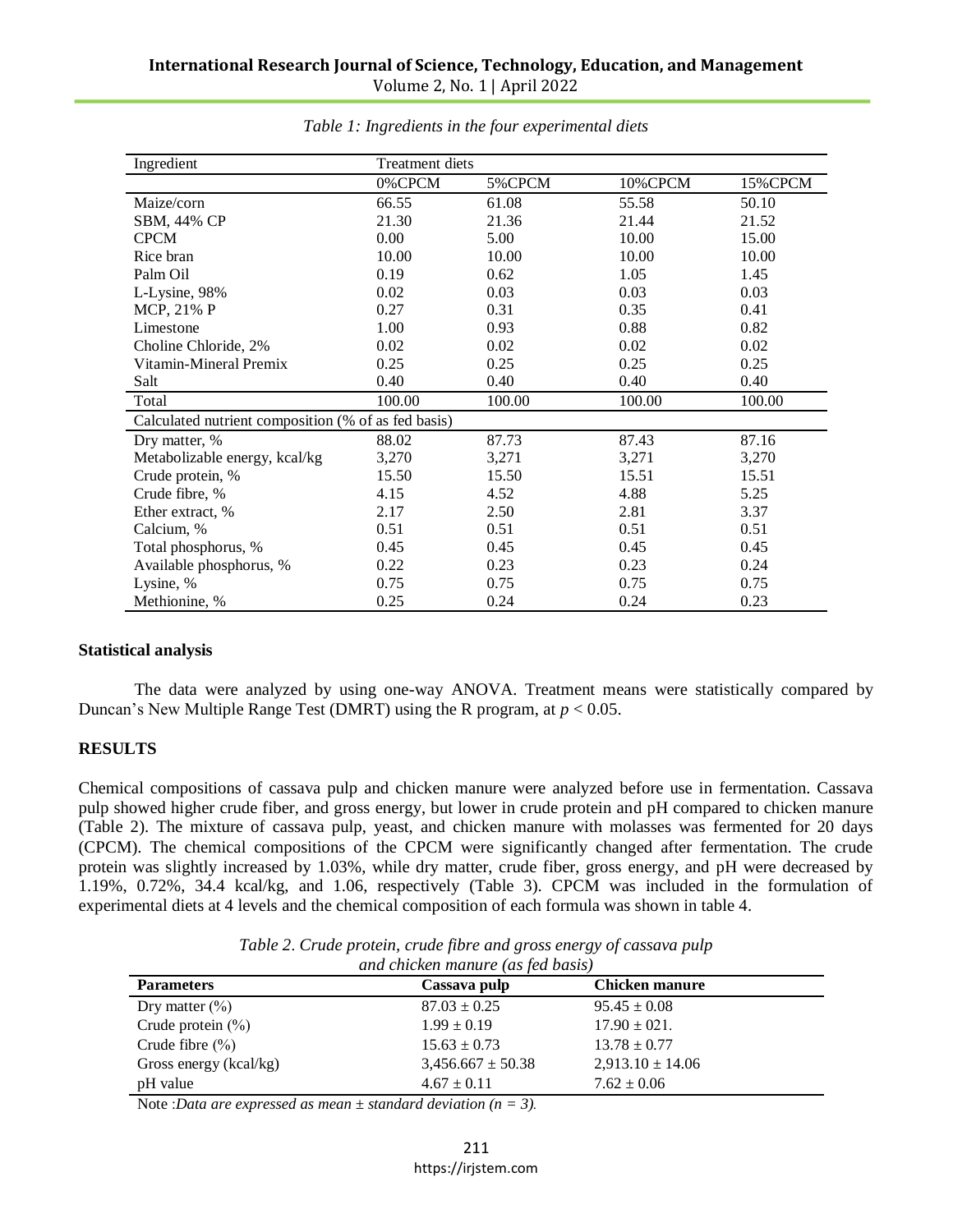*Table 1: Ingredients in the four experimental diets*

| Ingredient | Treatment diets | | | |
|---|---|---|---|---|
| | 0%CPCM | 5%CPCM | 10%CPCM | 15%CPCM |
| Maize/corn | 66.55 | 61.08 | 55.58 | 50.10 |
| SBM, 44% CP | 21.30 | 21.36 | 21.44 | 21.52 |
| CPCM | 0.00 | 5.00 | 10.00 | 15.00 |
| Rice bran | 10.00 | 10.00 | 10.00 | 10.00 |
| Palm Oil | 0.19 | 0.62 | 1.05 | 1.45 |
| L-Lysine, 98% | 0.02 | 0.03 | 0.03 | 0.03 |
| MCP, 21% P | 0.27 | 0.31 | 0.35 | 0.41 |
| Limestone | 1.00 | 0.93 | 0.88 | 0.82 |
| Choline Chloride, 2% | 0.02 | 0.02 | 0.02 | 0.02 |
| Vitamin-Mineral Premix | 0.25 | 0.25 | 0.25 | 0.25 |
| Salt | 0.40 | 0.40 | 0.40 | 0.40 |
| Total | 100.00 | 100.00 | 100.00 | 100.00 |
| Calculated nutrient composition (% of as fed basis) | | | | |
| Dry matter, % | 88.02 | 87.73 | 87.43 | 87.16 |
| Metabolizable energy, kcal/kg | 3,270 | 3,271 | 3,271 | 3,270 |
| Crude protein, % | 15.50 | 15.50 | 15.51 | 15.51 |
| Crude fibre, % | 4.15 | 4.52 | 4.88 | 5.25 |
| Ether extract, % | 2.17 | 2.50 | 2.81 | 3.37 |
| Calcium, % | 0.51 | 0.51 | 0.51 | 0.51 |
| Total phosphorus, % | 0.45 | 0.45 | 0.45 | 0.45 |
| Available phosphorus, % | 0.22 | 0.23 | 0.23 | 0.24 |
| Lysine, % | 0.75 | 0.75 | 0.75 | 0.75 |
| Methionine, % | 0.25 | 0.24 | 0.24 | 0.23 |

### Statistical analysis

The data were analyzed by using one-way ANOVA. Treatment means were statistically compared by Duncan's New Multiple Range Test (DMRT) using the R program, at $p < 0.05$.

## RESULTS

Chemical compositions of cassava pulp and chicken manure were analyzed before use in fermentation. Cassava pulp showed higher crude fiber, and gross energy, but lower in crude protein and pH compared to chicken manure (Table 2). The mixture of cassava pulp, yeast, and chicken manure with molasses was fermented for 20 days (CPCM). The chemical compositions of the CPCM were significantly changed after fermentation. The crude protein was slightly increased by 1.03%, while dry matter, crude fiber, gross energy, and pH were decreased by 1.19%, 0.72%, 34.4 kcal/kg, and 1.06, respectively (Table 3). CPCM was included in the formulation of experimental diets at 4 levels and the chemical composition of each formula was shown in table 4.

*Table 2. Crude protein, crude fibre and gross energy of cassava pulp and chicken manure (as fed basis)*

| **Parameters** | **Cassava pulp** | **Chicken manure** |
|---|---|---|
| Dry matter (%) | $87.03 \pm 0.25$ | $95.45 \pm 0.08$ |
| Crude protein (%) | $1.99 \pm 0.19$ | $17.90 \pm 021.$ |
| Crude fibre (%) | $15.63 \pm 0.73$ | $13.78 \pm 0.77$ |
| Gross energy (kcal/kg) | $3{,}456.667 \pm 50.38$ | $2{,}913.10 \pm 14.06$ |
| pH value | $4.67 \pm 0.11$ | $7.62 \pm 0.06$ |

Note :*Data are expressed as mean ± standard deviation (n = 3).*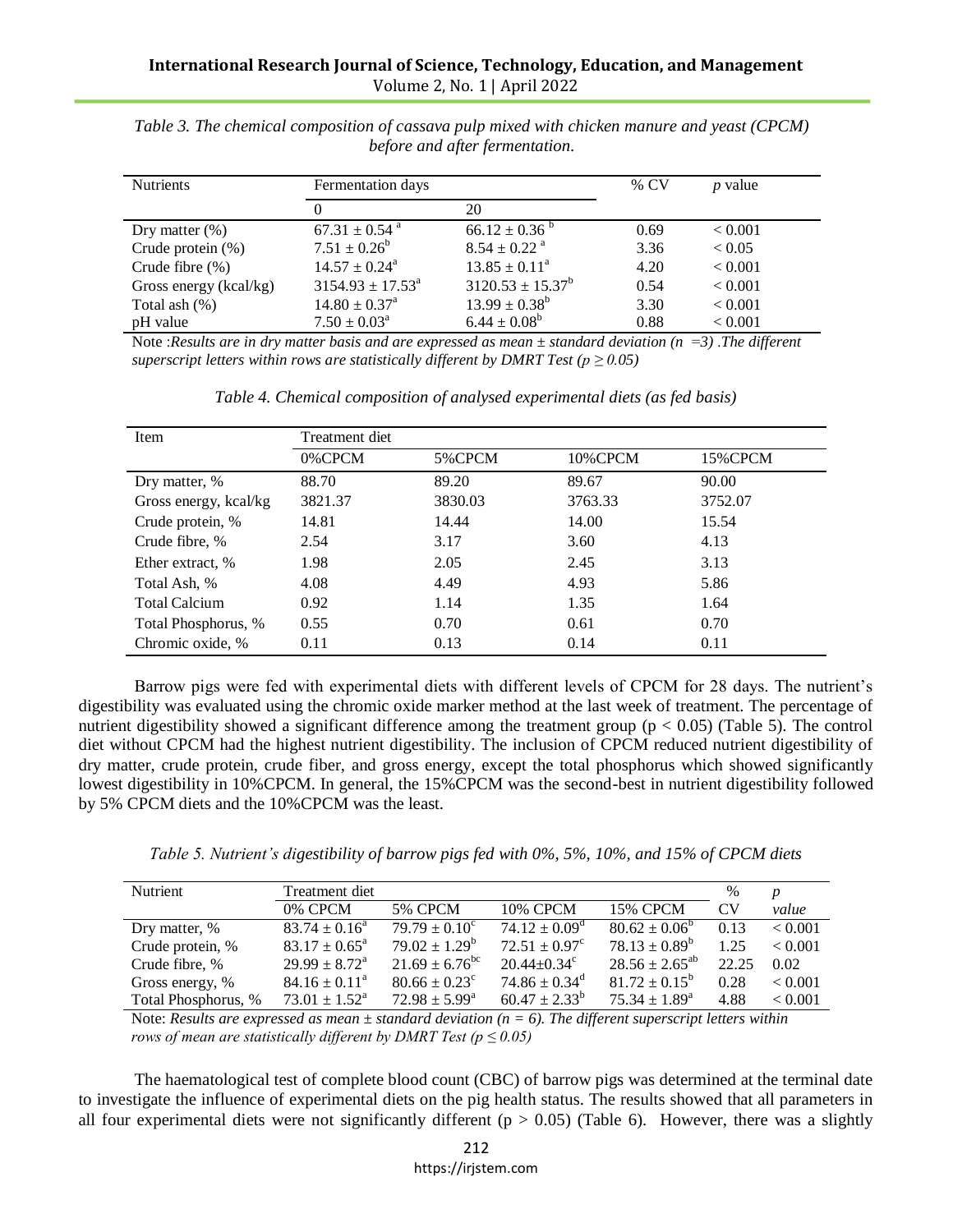*Table 3. The chemical composition of cassava pulp mixed with chicken manure and yeast (CPCM) before and after fermentation.*

| Nutrients | Fermentation days | | % CV | *p* value |
|---|---|---|---|---|
| | 0 | 20 | | |
| Dry matter (%) | $67.31 \pm 0.54^{a}$ | $66.12 \pm 0.36^{b}$ | 0.69 | < 0.001 |
| Crude protein (%) | $7.51 \pm 0.26^{b}$ | $8.54 \pm 0.22^{a}$ | 3.36 | < 0.05 |
| Crude fibre (%) | $14.57 \pm 0.24^{a}$ | $13.85 \pm 0.11^{a}$ | 4.20 | < 0.001 |
| Gross energy (kcal/kg) | $3154.93 \pm 17.53^{a}$ | $3120.53 \pm 15.37^{b}$ | 0.54 | < 0.001 |
| Total ash (%) | $14.80 \pm 0.37^{a}$ | $13.99 \pm 0.38^{b}$ | 3.30 | < 0.001 |
| pH value | $7.50 \pm 0.03^{a}$ | $6.44 \pm 0.08^{b}$ | 0.88 | < 0.001 |

Note :*Results are in dry matter basis and are expressed as mean ± standard deviation (n =3) .The different superscript letters within rows are statistically different by DMRT Test ($p \geq 0.05$)*

*Table 4. Chemical composition of analysed experimental diets (as fed basis)*

| Item | Treatment diet | | | |
|---|---|---|---|---|
| | 0%CPCM | 5%CPCM | 10%CPCM | 15%CPCM |
| Dry matter, % | 88.70 | 89.20 | 89.67 | 90.00 |
| Gross energy, kcal/kg | 3821.37 | 3830.03 | 3763.33 | 3752.07 |
| Crude protein, % | 14.81 | 14.44 | 14.00 | 15.54 |
| Crude fibre, % | 2.54 | 3.17 | 3.60 | 4.13 |
| Ether extract, % | 1.98 | 2.05 | 2.45 | 3.13 |
| Total Ash, % | 4.08 | 4.49 | 4.93 | 5.86 |
| Total Calcium | 0.92 | 1.14 | 1.35 | 1.64 |
| Total Phosphorus, % | 0.55 | 0.70 | 0.61 | 0.70 |
| Chromic oxide, % | 0.11 | 0.13 | 0.14 | 0.11 |

Barrow pigs were fed with experimental diets with different levels of CPCM for 28 days. The nutrient's digestibility was evaluated using the chromic oxide marker method at the last week of treatment. The percentage of nutrient digestibility showed a significant difference among the treatment group ($p < 0.05$) (Table 5). The control diet without CPCM had the highest nutrient digestibility. The inclusion of CPCM reduced nutrient digestibility of dry matter, crude protein, crude fiber, and gross energy, except the total phosphorus which showed significantly lowest digestibility in 10%CPCM. In general, the 15%CPCM was the second-best in nutrient digestibility followed by 5% CPCM diets and the 10%CPCM was the least.

*Table 5. Nutrient's digestibility of barrow pigs fed with 0%, 5%, 10%, and 15% of CPCM diets*

| Nutrient | Treatment diet | | | | % CV | *p value* |
|---|---|---|---|---|---|---|
| | 0% CPCM | 5% CPCM | 10% CPCM | 15% CPCM | | |
| Dry matter, % | $83.74 \pm 0.16^{a}$ | $79.79 \pm 0.10^{c}$ | $74.12 \pm 0.09^{d}$ | $80.62 \pm 0.06^{b}$ | 0.13 | < 0.001 |
| Crude protein, % | $83.17 \pm 0.65^{a}$ | $79.02 \pm 1.29^{b}$ | $72.51 \pm 0.97^{c}$ | $78.13 \pm 0.89^{b}$ | 1.25 | < 0.001 |
| Crude fibre, % | $29.99 \pm 8.72^{a}$ | $21.69 \pm 6.76^{bc}$ | $20.44 \pm 0.34^{c}$ | $28.56 \pm 2.65^{ab}$ | 22.25 | 0.02 |
| Gross energy, % | $84.16 \pm 0.11^{a}$ | $80.66 \pm 0.23^{c}$ | $74.86 \pm 0.34^{d}$ | $81.72 \pm 0.15^{b}$ | 0.28 | < 0.001 |
| Total Phosphorus, % | $73.01 \pm 1.52^{a}$ | $72.98 \pm 5.99^{a}$ | $60.47 \pm 2.33^{b}$ | $75.34 \pm 1.89^{a}$ | 4.88 | < 0.001 |

Note: *Results are expressed as mean ± standard deviation (n = 6). The different superscript letters within rows of mean are statistically different by DMRT Test ($p \leq 0.05$)*

The haematological test of complete blood count (CBC) of barrow pigs was determined at the terminal date to investigate the influence of experimental diets on the pig health status. The results showed that all parameters in all four experimental diets were not significantly different ($p > 0.05$) (Table 6). However, there was a slightly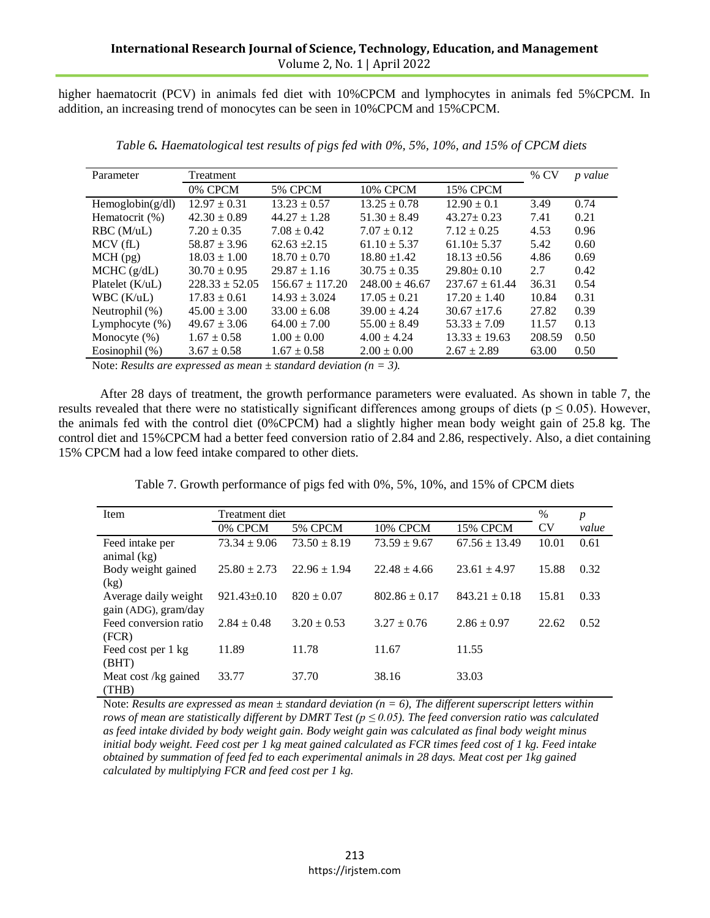higher haematocrit (PCV) in animals fed diet with 10%CPCM and lymphocytes in animals fed 5%CPCM. In addition, an increasing trend of monocytes can be seen in 10%CPCM and 15%CPCM.

*Table 6. Haematological test results of pigs fed with 0%, 5%, 10%, and 15% of CPCM diets*

| Parameter | Treatment | | | | % CV | *p value* |
|---|---|---|---|---|---|---|
| | 0% CPCM | 5% CPCM | 10% CPCM | 15% CPCM | | |
| Hemoglobin(g/dl) | 12.97 ± 0.31 | 13.23 ± 0.57 | 13.25 ± 0.78 | 12.90 ± 0.1 | 3.49 | 0.74 |
| Hematocrit (%) | 42.30 ± 0.89 | 44.27 ± 1.28 | 51.30 ± 8.49 | 43.27± 0.23 | 7.41 | 0.21 |
| RBC (M/uL) | 7.20 ± 0.35 | 7.08 ± 0.42 | 7.07 ± 0.12 | 7.12 ± 0.25 | 4.53 | 0.96 |
| MCV (fL) | 58.87 ± 3.96 | 62.63 ±2.15 | 61.10 ± 5.37 | 61.10± 5.37 | 5.42 | 0.60 |
| MCH (pg) | 18.03 ± 1.00 | 18.70 ± 0.70 | 18.80 ±1.42 | 18.13 ±0.56 | 4.86 | 0.69 |
| MCHC (g/dL) | 30.70 ± 0.95 | 29.87 ± 1.16 | 30.75 ± 0.35 | 29.80± 0.10 | 2.7 | 0.42 |
| Platelet (K/uL) | 228.33 ± 52.05 | 156.67 ± 117.20 | 248.00 ± 46.67 | 237.67 ± 61.44 | 36.31 | 0.54 |
| WBC (K/uL) | 17.83 ± 0.61 | 14.93 ± 3.024 | 17.05 ± 0.21 | 17.20 ± 1.40 | 10.84 | 0.31 |
| Neutrophil (%) | 45.00 ± 3.00 | 33.00 ± 6.08 | 39.00 ± 4.24 | 30.67 ±17.6 | 27.82 | 0.39 |
| Lymphocyte (%) | 49.67 ± 3.06 | 64.00 ± 7.00 | 55.00 ± 8.49 | 53.33 ± 7.09 | 11.57 | 0.13 |
| Monocyte (%) | 1.67 ± 0.58 | 1.00 ± 0.00 | 4.00 ± 4.24 | 13.33 ± 19.63 | 208.59 | 0.50 |
| Eosinophil (%) | 3.67 ± 0.58 | 1.67 ± 0.58 | 2.00 ± 0.00 | 2.67 ± 2.89 | 63.00 | 0.50 |

Note: *Results are expressed as mean ± standard deviation (n = 3).*

After 28 days of treatment, the growth performance parameters were evaluated. As shown in table 7, the results revealed that there were no statistically significant differences among groups of diets ($p \leq 0.05$). However, the animals fed with the control diet (0%CPCM) had a slightly higher mean body weight gain of 25.8 kg. The control diet and 15%CPCM had a better feed conversion ratio of 2.84 and 2.86, respectively. Also, a diet containing 15% CPCM had a low feed intake compared to other diets.

Table 7. Growth performance of pigs fed with 0%, 5%, 10%, and 15% of CPCM diets

| Item | Treatment diet | | | | % CV | *p value* |
|---|---|---|---|---|---|---|
| | 0% CPCM | 5% CPCM | 10% CPCM | 15% CPCM | | |
| Feed intake per animal (kg) | 73.34 ± 9.06 | 73.50 ± 8.19 | 73.59 ± 9.67 | 67.56 ± 13.49 | 10.01 | 0.61 |
| Body weight gained (kg) | 25.80 ± 2.73 | 22.96 ± 1.94 | 22.48 ± 4.66 | 23.61 ± 4.97 | 15.88 | 0.32 |
| Average daily weight gain (ADG), gram/day | 921.43±0.10 | 820 ± 0.07 | 802.86 ± 0.17 | 843.21 ± 0.18 | 15.81 | 0.33 |
| Feed conversion ratio (FCR) | 2.84 ± 0.48 | 3.20 ± 0.53 | 3.27 ± 0.76 | 2.86 ± 0.97 | 22.62 | 0.52 |
| Feed cost per 1 kg (BHT) | 11.89 | 11.78 | 11.67 | 11.55 | | |
| Meat cost /kg gained (THB) | 33.77 | 37.70 | 38.16 | 33.03 | | |

Note: *Results are expressed as mean ± standard deviation (n = 6), The different superscript letters within rows of mean are statistically different by DMRT Test ($p \leq 0.05$). The feed conversion ratio was calculated as feed intake divided by body weight gain. Body weight gain was calculated as final body weight minus initial body weight. Feed cost per 1 kg meat gained calculated as FCR times feed cost of 1 kg. Feed intake obtained by summation of feed fed to each experimental animals in 28 days. Meat cost per 1kg gained calculated by multiplying FCR and feed cost per 1 kg.*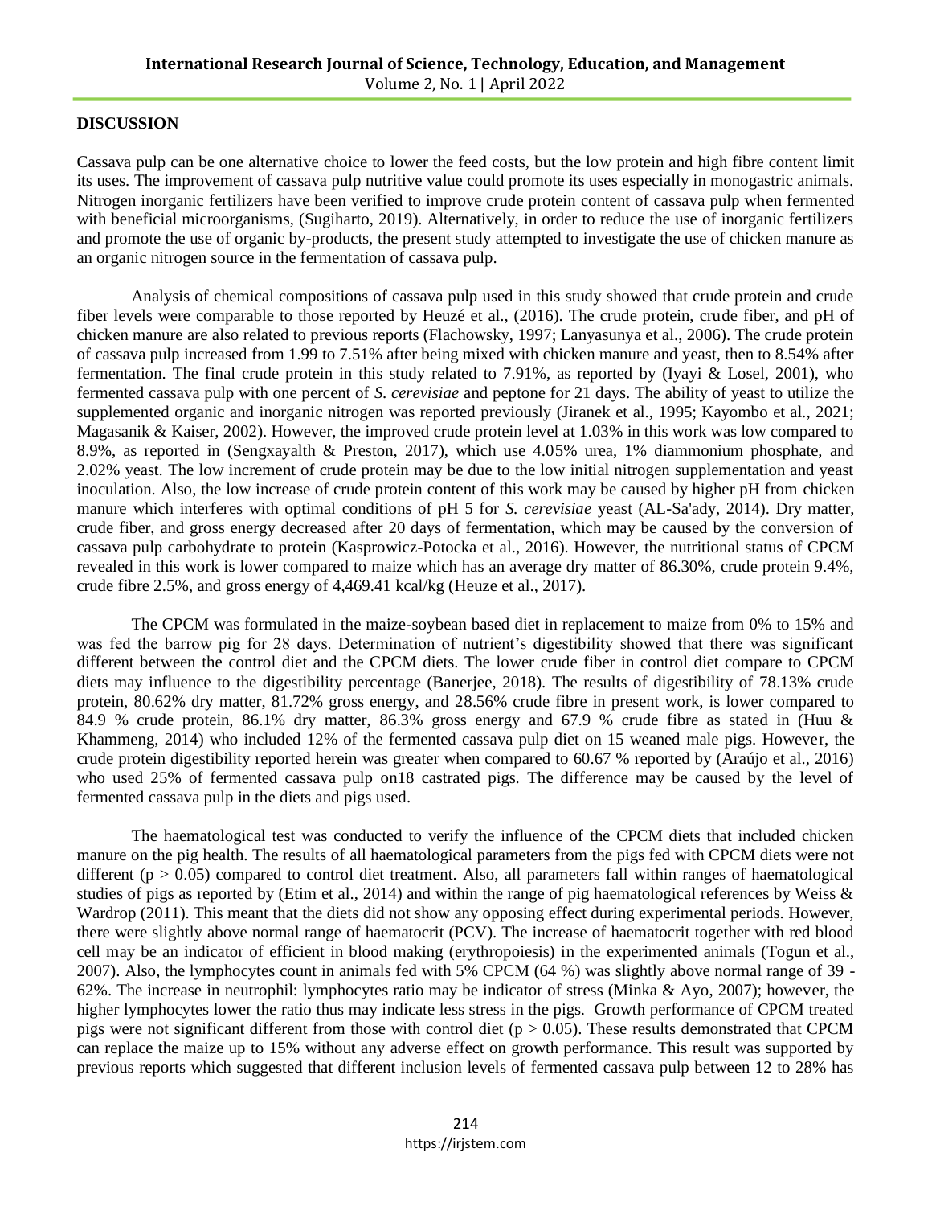## DISCUSSION

Cassava pulp can be one alternative choice to lower the feed costs, but the low protein and high fibre content limit its uses. The improvement of cassava pulp nutritive value could promote its uses especially in monogastric animals. Nitrogen inorganic fertilizers have been verified to improve crude protein content of cassava pulp when fermented with beneficial microorganisms, (Sugiharto, 2019). Alternatively, in order to reduce the use of inorganic fertilizers and promote the use of organic by-products, the present study attempted to investigate the use of chicken manure as an organic nitrogen source in the fermentation of cassava pulp.

Analysis of chemical compositions of cassava pulp used in this study showed that crude protein and crude fiber levels were comparable to those reported by Heuzé et al., (2016). The crude protein, crude fiber, and pH of chicken manure are also related to previous reports (Flachowsky, 1997; Lanyasunya et al., 2006). The crude protein of cassava pulp increased from 1.99 to 7.51% after being mixed with chicken manure and yeast, then to 8.54% after fermentation. The final crude protein in this study related to 7.91%, as reported by (Iyayi & Losel, 2001), who fermented cassava pulp with one percent of *S. cerevisiae* and peptone for 21 days. The ability of yeast to utilize the supplemented organic and inorganic nitrogen was reported previously (Jiranek et al., 1995; Kayombo et al., 2021; Magasanik & Kaiser, 2002). However, the improved crude protein level at 1.03% in this work was low compared to 8.9%, as reported in (Sengxayalth & Preston, 2017), which use 4.05% urea, 1% diammonium phosphate, and 2.02% yeast. The low increment of crude protein may be due to the low initial nitrogen supplementation and yeast inoculation. Also, the low increase of crude protein content of this work may be caused by higher pH from chicken manure which interferes with optimal conditions of pH 5 for *S. cerevisiae* yeast (AL-Sa'ady, 2014). Dry matter, crude fiber, and gross energy decreased after 20 days of fermentation, which may be caused by the conversion of cassava pulp carbohydrate to protein (Kasprowicz-Potocka et al., 2016). However, the nutritional status of CPCM revealed in this work is lower compared to maize which has an average dry matter of 86.30%, crude protein 9.4%, crude fibre 2.5%, and gross energy of 4,469.41 kcal/kg (Heuze et al., 2017).

The CPCM was formulated in the maize-soybean based diet in replacement to maize from 0% to 15% and was fed the barrow pig for 28 days. Determination of nutrient's digestibility showed that there was significant different between the control diet and the CPCM diets. The lower crude fiber in control diet compare to CPCM diets may influence to the digestibility percentage (Banerjee, 2018). The results of digestibility of 78.13% crude protein, 80.62% dry matter, 81.72% gross energy, and 28.56% crude fibre in present work, is lower compared to 84.9 % crude protein, 86.1% dry matter, 86.3% gross energy and 67.9 % crude fibre as stated in (Huu & Khammeng, 2014) who included 12% of the fermented cassava pulp diet on 15 weaned male pigs. However, the crude protein digestibility reported herein was greater when compared to 60.67 % reported by (Araújo et al., 2016) who used 25% of fermented cassava pulp on18 castrated pigs. The difference may be caused by the level of fermented cassava pulp in the diets and pigs used.

The haematological test was conducted to verify the influence of the CPCM diets that included chicken manure on the pig health. The results of all haematological parameters from the pigs fed with CPCM diets were not different ($p > 0.05$) compared to control diet treatment. Also, all parameters fall within ranges of haematological studies of pigs as reported by (Etim et al., 2014) and within the range of pig haematological references by Weiss & Wardrop (2011). This meant that the diets did not show any opposing effect during experimental periods. However, there were slightly above normal range of haematocrit (PCV). The increase of haematocrit together with red blood cell may be an indicator of efficient in blood making (erythropoiesis) in the experimented animals (Togun et al., 2007). Also, the lymphocytes count in animals fed with 5% CPCM (64 %) was slightly above normal range of 39 - 62%. The increase in neutrophil: lymphocytes ratio may be indicator of stress (Minka & Ayo, 2007); however, the higher lymphocytes lower the ratio thus may indicate less stress in the pigs. Growth performance of CPCM treated pigs were not significant different from those with control diet ($p > 0.05$). These results demonstrated that CPCM can replace the maize up to 15% without any adverse effect on growth performance. This result was supported by previous reports which suggested that different inclusion levels of fermented cassava pulp between 12 to 28% has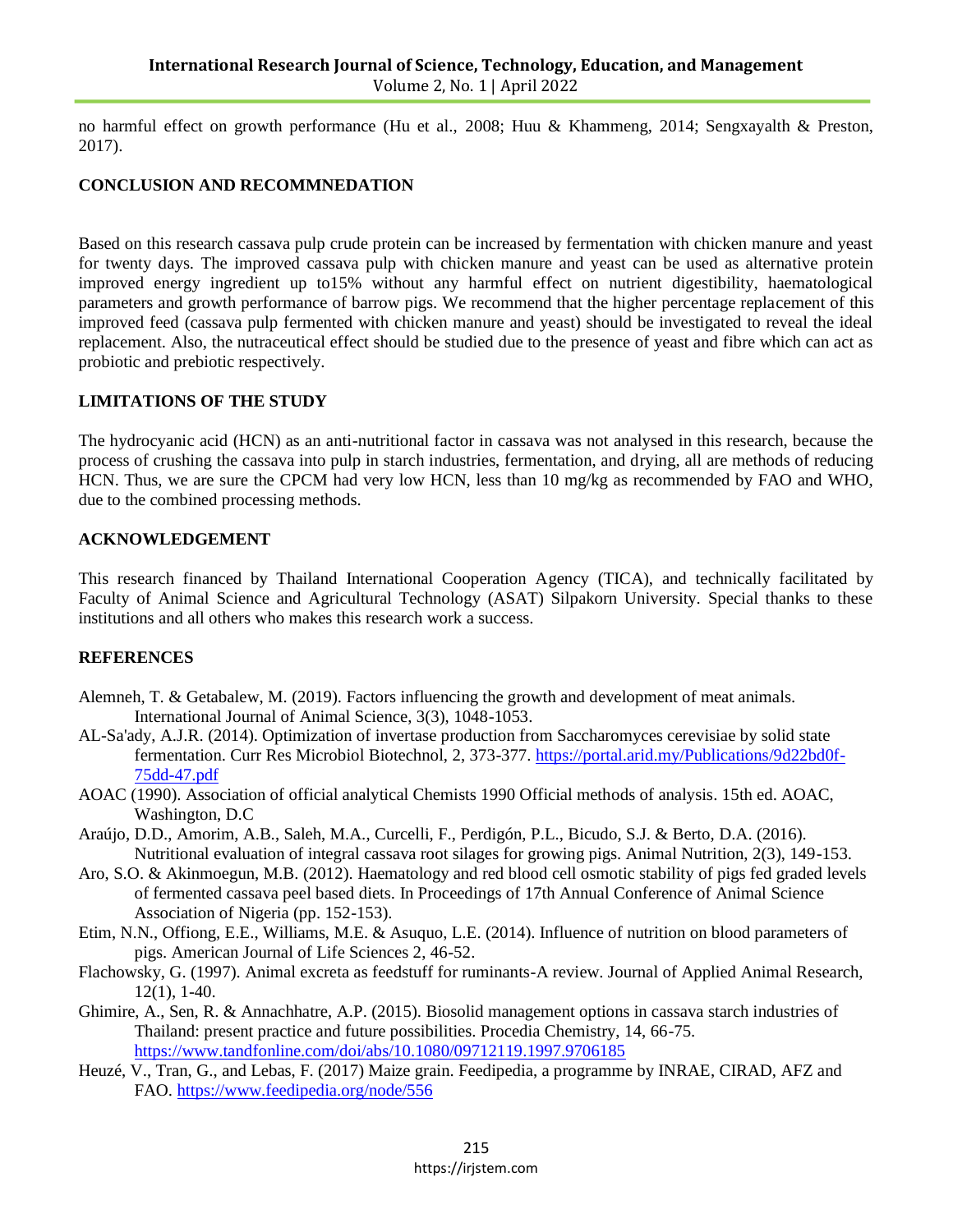no harmful effect on growth performance (Hu et al., 2008; Huu & Khammeng, 2014; Sengxayalth & Preston, 2017).

## CONCLUSION AND RECOMMNEDATION

Based on this research cassava pulp crude protein can be increased by fermentation with chicken manure and yeast for twenty days. The improved cassava pulp with chicken manure and yeast can be used as alternative protein improved energy ingredient up to15% without any harmful effect on nutrient digestibility, haematological parameters and growth performance of barrow pigs. We recommend that the higher percentage replacement of this improved feed (cassava pulp fermented with chicken manure and yeast) should be investigated to reveal the ideal replacement. Also, the nutraceutical effect should be studied due to the presence of yeast and fibre which can act as probiotic and prebiotic respectively.

## LIMITATIONS OF THE STUDY

The hydrocyanic acid (HCN) as an anti-nutritional factor in cassava was not analysed in this research, because the process of crushing the cassava into pulp in starch industries, fermentation, and drying, all are methods of reducing HCN. Thus, we are sure the CPCM had very low HCN, less than 10 mg/kg as recommended by FAO and WHO, due to the combined processing methods.

## ACKNOWLEDGEMENT

This research financed by Thailand International Cooperation Agency (TICA), and technically facilitated by Faculty of Animal Science and Agricultural Technology (ASAT) Silpakorn University. Special thanks to these institutions and all others who makes this research work a success.

## REFERENCES

Alemneh, T. & Getabalew, M. (2019). Factors influencing the growth and development of meat animals. International Journal of Animal Science, 3(3), 1048-1053.

AL-Sa'ady, A.J.R. (2014). Optimization of invertase production from Saccharomyces cerevisiae by solid state fermentation. Curr Res Microbiol Biotechnol, 2, 373-377. https://portal.arid.my/Publications/9d22bd0f-75dd-47.pdf

AOAC (1990). Association of official analytical Chemists 1990 Official methods of analysis. 15th ed. AOAC, Washington, D.C

Araújo, D.D., Amorim, A.B., Saleh, M.A., Curcelli, F., Perdigón, P.L., Bicudo, S.J. & Berto, D.A. (2016). Nutritional evaluation of integral cassava root silages for growing pigs. Animal Nutrition, 2(3), 149-153.

Aro, S.O. & Akinmoegun, M.B. (2012). Haematology and red blood cell osmotic stability of pigs fed graded levels of fermented cassava peel based diets. In Proceedings of 17th Annual Conference of Animal Science Association of Nigeria (pp. 152-153).

Etim, N.N., Offiong, E.E., Williams, M.E. & Asuquo, L.E. (2014). Influence of nutrition on blood parameters of pigs. American Journal of Life Sciences 2, 46-52.

Flachowsky, G. (1997). Animal excreta as feedstuff for ruminants-A review. Journal of Applied Animal Research, 12(1), 1-40.

Ghimire, A., Sen, R. & Annachhatre, A.P. (2015). Biosolid management options in cassava starch industries of Thailand: present practice and future possibilities. Procedia Chemistry, 14, 66-75. https://www.tandfonline.com/doi/abs/10.1080/09712119.1997.9706185

Heuzé, V., Tran, G., and Lebas, F. (2017) Maize grain. Feedipedia, a programme by INRAE, CIRAD, AFZ and FAO. https://www.feedipedia.org/node/556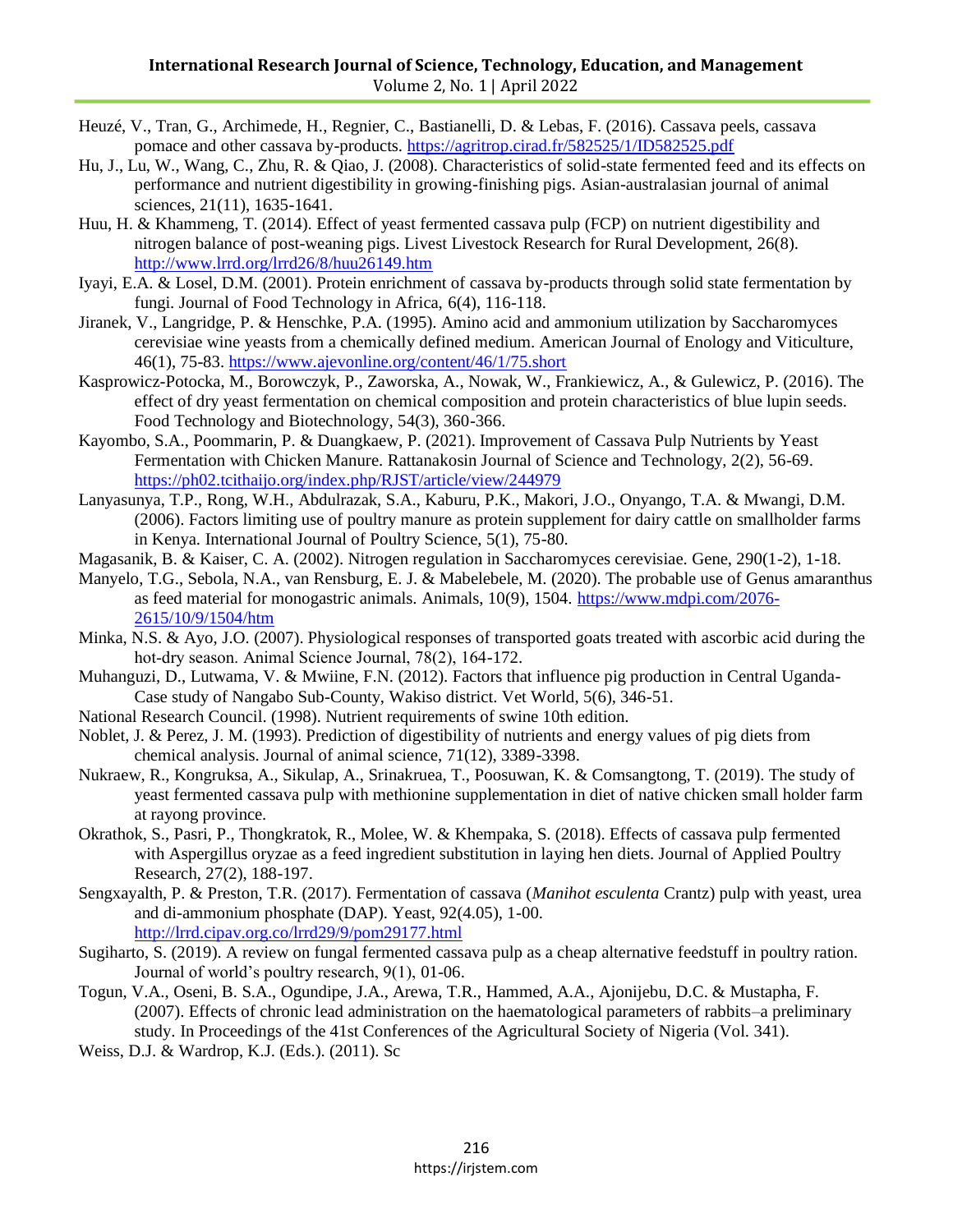Heuzé, V., Tran, G., Archimede, H., Regnier, C., Bastianelli, D. & Lebas, F. (2016). Cassava peels, cassava pomace and other cassava by-products. https://agritrop.cirad.fr/582525/1/ID582525.pdf

Hu, J., Lu, W., Wang, C., Zhu, R. & Qiao, J. (2008). Characteristics of solid-state fermented feed and its effects on performance and nutrient digestibility in growing-finishing pigs. Asian-australasian journal of animal sciences, 21(11), 1635-1641.

Huu, H. & Khammeng, T. (2014). Effect of yeast fermented cassava pulp (FCP) on nutrient digestibility and nitrogen balance of post-weaning pigs. Livest Livestock Research for Rural Development, 26(8). http://www.lrrd.org/lrrd26/8/huu26149.htm

Iyayi, E.A. & Losel, D.M. (2001). Protein enrichment of cassava by-products through solid state fermentation by fungi. Journal of Food Technology in Africa, 6(4), 116-118.

Jiranek, V., Langridge, P. & Henschke, P.A. (1995). Amino acid and ammonium utilization by Saccharomyces cerevisiae wine yeasts from a chemically defined medium. American Journal of Enology and Viticulture, 46(1), 75-83. https://www.ajevonline.org/content/46/1/75.short

Kasprowicz-Potocka, M., Borowczyk, P., Zaworska, A., Nowak, W., Frankiewicz, A., & Gulewicz, P. (2016). The effect of dry yeast fermentation on chemical composition and protein characteristics of blue lupin seeds. Food Technology and Biotechnology, 54(3), 360-366.

Kayombo, S.A., Poommarin, P. & Duangkaew, P. (2021). Improvement of Cassava Pulp Nutrients by Yeast Fermentation with Chicken Manure. Rattanakosin Journal of Science and Technology, 2(2), 56-69. https://ph02.tcithaijo.org/index.php/RJST/article/view/244979

Lanyasunya, T.P., Rong, W.H., Abdulrazak, S.A., Kaburu, P.K., Makori, J.O., Onyango, T.A. & Mwangi, D.M. (2006). Factors limiting use of poultry manure as protein supplement for dairy cattle on smallholder farms in Kenya. International Journal of Poultry Science, 5(1), 75-80.

Magasanik, B. & Kaiser, C. A. (2002). Nitrogen regulation in Saccharomyces cerevisiae. Gene, 290(1-2), 1-18.

Manyelo, T.G., Sebola, N.A., van Rensburg, E. J. & Mabelebele, M. (2020). The probable use of Genus amaranthus as feed material for monogastric animals. Animals, 10(9), 1504. https://www.mdpi.com/2076-2615/10/9/1504/htm

Minka, N.S. & Ayo, J.O. (2007). Physiological responses of transported goats treated with ascorbic acid during the hot-dry season. Animal Science Journal, 78(2), 164-172.

Muhanguzi, D., Lutwama, V. & Mwiine, F.N. (2012). Factors that influence pig production in Central Uganda-Case study of Nangabo Sub-County, Wakiso district. Vet World, 5(6), 346-51.

National Research Council. (1998). Nutrient requirements of swine 10th edition.

Noblet, J. & Perez, J. M. (1993). Prediction of digestibility of nutrients and energy values of pig diets from chemical analysis. Journal of animal science, 71(12), 3389-3398.

Nukraew, R., Kongruksa, A., Sikulap, A., Srinakruea, T., Poosuwan, K. & Comsangtong, T. (2019). The study of yeast fermented cassava pulp with methionine supplementation in diet of native chicken small holder farm at rayong province.

Okrathok, S., Pasri, P., Thongkratok, R., Molee, W. & Khempaka, S. (2018). Effects of cassava pulp fermented with Aspergillus oryzae as a feed ingredient substitution in laying hen diets. Journal of Applied Poultry Research, 27(2), 188-197.

Sengxayalth, P. & Preston, T.R. (2017). Fermentation of cassava (*Manihot esculenta* Crantz) pulp with yeast, urea and di-ammonium phosphate (DAP). Yeast, 92(4.05), 1-00. http://lrrd.cipav.org.co/lrrd29/9/pom29177.html

Sugiharto, S. (2019). A review on fungal fermented cassava pulp as a cheap alternative feedstuff in poultry ration. Journal of world's poultry research, 9(1), 01-06.

Togun, V.A., Oseni, B. S.A., Ogundipe, J.A., Arewa, T.R., Hammed, A.A., Ajonijebu, D.C. & Mustapha, F. (2007). Effects of chronic lead administration on the haematological parameters of rabbits–a preliminary study. In Proceedings of the 41st Conferences of the Agricultural Society of Nigeria (Vol. 341).

Weiss, D.J. & Wardrop, K.J. (Eds.). (2011). Sc